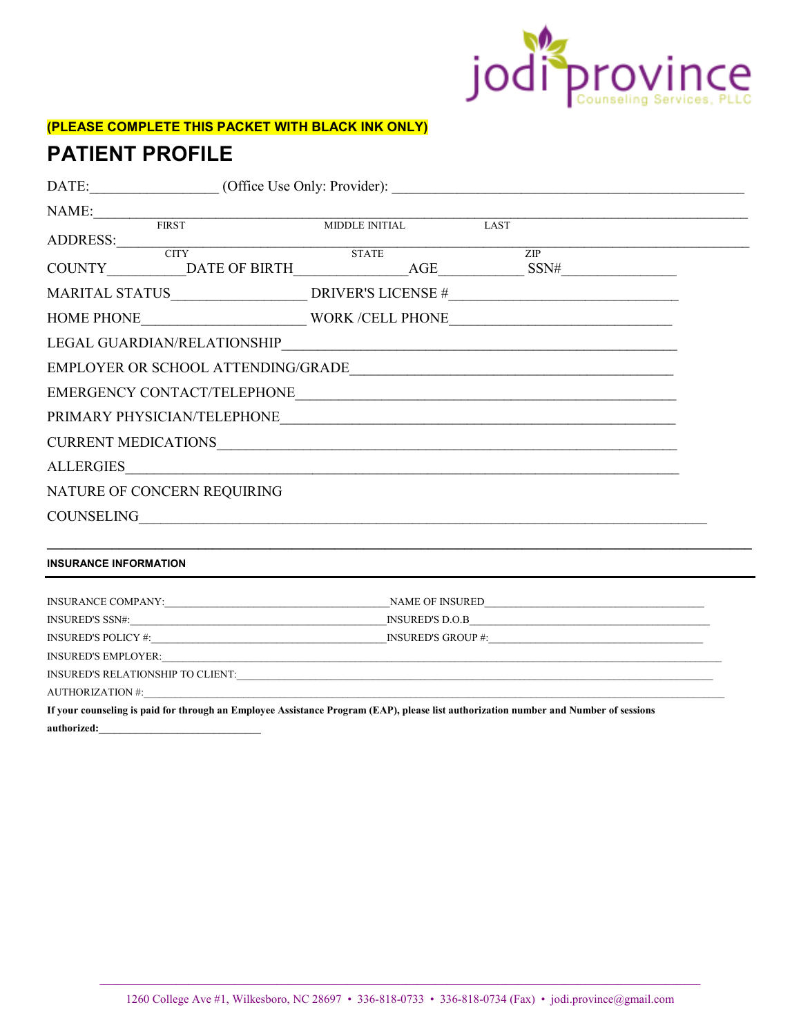jodi province
Counseling Services, PLLC

**(PLEASE COMPLETE THIS PACKET WITH BLACK INK ONLY)**

# PATIENT PROFILE

DATE:_________________ (Office Use Only: Provider): ______________________________________________

NAME:_____________________________________________________________________________________

FIRST MIDDLE INITIAL LAST

ADDRESS:__________________________________________________________________________________

CITY STATE ZIP

COUNTY__________DATE OF BIRTH_______________AGE___________ SSN#________________

MARITAL STATUS__________________ DRIVER'S LICENSE #______________________________

HOME PHONE_____________________ WORK /CELL PHONE____________________________

LEGAL GUARDIAN/RELATIONSHIP_____________________________________________________

EMPLOYER OR SCHOOL ATTENDING/GRADE__________________________________________

EMERGENCY CONTACT/TELEPHONE_____________________________________________________

PRIMARY PHYSICIAN/TELEPHONE____________________________________________________

CURRENT MEDICATIONS___________________________________________________________

ALLERGIES___________________________________________________________________________

NATURE OF CONCERN REQUIRING

COUNSELING__________________________________________________________________________

---

**INSURANCE INFORMATION**

---

INSURANCE COMPANY:________________________________NAME OF INSURED____________________________

INSURED'S SSN#:_____________________________________INSURED'S D.O.B_______________________________

INSURED'S POLICY #:__________________________________INSURED'S GROUP #:___________________________

INSURED'S EMPLOYER:___________________________________________________________________________

INSURED'S RELATIONSHIP TO CLIENT:_____________________________________________________________

AUTHORIZATION #:_______________________________________________________________________________

**If your counseling is paid for through an Employee Assistance Program (EAP), please list authorization number and Number of sessions authorized:______________________________**

1260 College Ave #1, Wilkesboro, NC 28697 • 336-818-0733 • 336-818-0734 (Fax) • jodi.province@gmail.com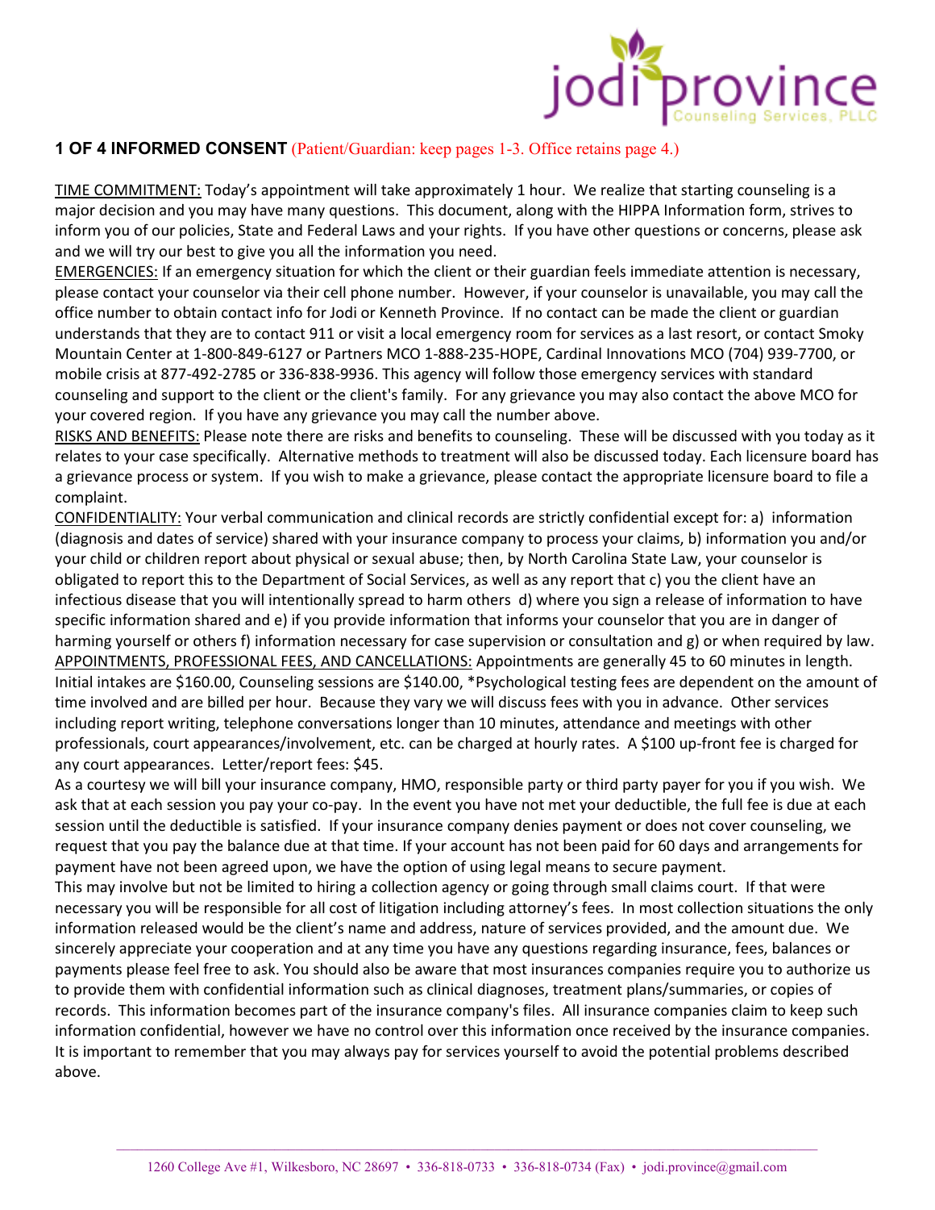## 1 OF 4 INFORMED CONSENT (Patient/Guardian: keep pages 1-3. Office retains page 4.)

TIME COMMITMENT: Today's appointment will take approximately 1 hour. We realize that starting counseling is a major decision and you may have many questions. This document, along with the HIPPA Information form, strives to inform you of our policies, State and Federal Laws and your rights. If you have other questions or concerns, please ask and we will try our best to give you all the information you need.

EMERGENCIES: If an emergency situation for which the client or their guardian feels immediate attention is necessary, please contact your counselor via their cell phone number. However, if your counselor is unavailable, you may call the office number to obtain contact info for Jodi or Kenneth Province. If no contact can be made the client or guardian understands that they are to contact 911 or visit a local emergency room for services as a last resort, or contact Smoky Mountain Center at 1-800-849-6127 or Partners MCO 1-888-235-HOPE, Cardinal Innovations MCO (704) 939-7700, or mobile crisis at 877-492-2785 or 336-838-9936. This agency will follow those emergency services with standard counseling and support to the client or the client's family. For any grievance you may also contact the above MCO for your covered region. If you have any grievance you may call the number above.

RISKS AND BENEFITS: Please note there are risks and benefits to counseling. These will be discussed with you today as it relates to your case specifically. Alternative methods to treatment will also be discussed today. Each licensure board has a grievance process or system. If you wish to make a grievance, please contact the appropriate licensure board to file a complaint.

CONFIDENTIALITY: Your verbal communication and clinical records are strictly confidential except for: a) information (diagnosis and dates of service) shared with your insurance company to process your claims, b) information you and/or your child or children report about physical or sexual abuse; then, by North Carolina State Law, your counselor is obligated to report this to the Department of Social Services, as well as any report that c) you the client have an infectious disease that you will intentionally spread to harm others d) where you sign a release of information to have specific information shared and e) if you provide information that informs your counselor that you are in danger of harming yourself or others f) information necessary for case supervision or consultation and g) or when required by law.

APPOINTMENTS, PROFESSIONAL FEES, AND CANCELLATIONS: Appointments are generally 45 to 60 minutes in length. Initial intakes are $160.00, Counseling sessions are $140.00, *Psychological testing fees are dependent on the amount of time involved and are billed per hour. Because they vary we will discuss fees with you in advance. Other services including report writing, telephone conversations longer than 10 minutes, attendance and meetings with other professionals, court appearances/involvement, etc. can be charged at hourly rates. A $100 up-front fee is charged for any court appearances. Letter/report fees: $45.

As a courtesy we will bill your insurance company, HMO, responsible party or third party payer for you if you wish. We ask that at each session you pay your co-pay. In the event you have not met your deductible, the full fee is due at each session until the deductible is satisfied. If your insurance company denies payment or does not cover counseling, we request that you pay the balance due at that time. If your account has not been paid for 60 days and arrangements for payment have not been agreed upon, we have the option of using legal means to secure payment.

This may involve but not be limited to hiring a collection agency or going through small claims court. If that were necessary you will be responsible for all cost of litigation including attorney's fees. In most collection situations the only information released would be the client's name and address, nature of services provided, and the amount due. We sincerely appreciate your cooperation and at any time you have any questions regarding insurance, fees, balances or payments please feel free to ask. You should also be aware that most insurances companies require you to authorize us to provide them with confidential information such as clinical diagnoses, treatment plans/summaries, or copies of records. This information becomes part of the insurance company's files. All insurance companies claim to keep such information confidential, however we have no control over this information once received by the insurance companies. It is important to remember that you may always pay for services yourself to avoid the potential problems described above.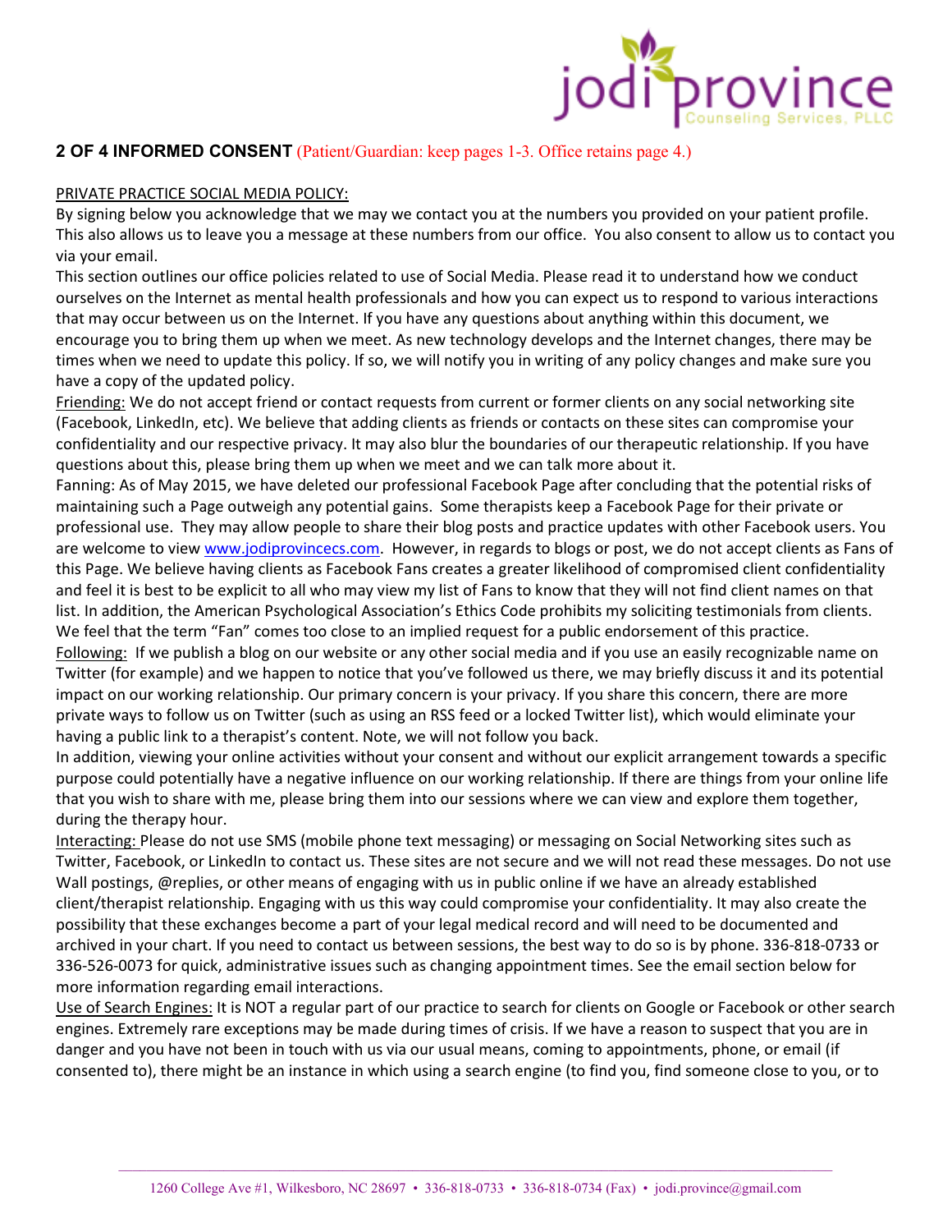**2 OF 4 INFORMED CONSENT** (Patient/Guardian: keep pages 1-3. Office retains page 4.)

PRIVATE PRACTICE SOCIAL MEDIA POLICY:

By signing below you acknowledge that we may we contact you at the numbers you provided on your patient profile. This also allows us to leave you a message at these numbers from our office. You also consent to allow us to contact you via your email.

This section outlines our office policies related to use of Social Media. Please read it to understand how we conduct ourselves on the Internet as mental health professionals and how you can expect us to respond to various interactions that may occur between us on the Internet. If you have any questions about anything within this document, we encourage you to bring them up when we meet. As new technology develops and the Internet changes, there may be times when we need to update this policy. If so, we will notify you in writing of any policy changes and make sure you have a copy of the updated policy.

Friending: We do not accept friend or contact requests from current or former clients on any social networking site (Facebook, LinkedIn, etc). We believe that adding clients as friends or contacts on these sites can compromise your confidentiality and our respective privacy. It may also blur the boundaries of our therapeutic relationship. If you have questions about this, please bring them up when we meet and we can talk more about it.

Fanning: As of May 2015, we have deleted our professional Facebook Page after concluding that the potential risks of maintaining such a Page outweigh any potential gains. Some therapists keep a Facebook Page for their private or professional use. They may allow people to share their blog posts and practice updates with other Facebook users. You are welcome to view www.jodiprovincecs.com. However, in regards to blogs or post, we do not accept clients as Fans of this Page. We believe having clients as Facebook Fans creates a greater likelihood of compromised client confidentiality and feel it is best to be explicit to all who may view my list of Fans to know that they will not find client names on that list. In addition, the American Psychological Association's Ethics Code prohibits my soliciting testimonials from clients. We feel that the term "Fan" comes too close to an implied request for a public endorsement of this practice.

Following: If we publish a blog on our website or any other social media and if you use an easily recognizable name on Twitter (for example) and we happen to notice that you've followed us there, we may briefly discuss it and its potential impact on our working relationship. Our primary concern is your privacy. If you share this concern, there are more private ways to follow us on Twitter (such as using an RSS feed or a locked Twitter list), which would eliminate your having a public link to a therapist's content. Note, we will not follow you back.

In addition, viewing your online activities without your consent and without our explicit arrangement towards a specific purpose could potentially have a negative influence on our working relationship. If there are things from your online life that you wish to share with me, please bring them into our sessions where we can view and explore them together, during the therapy hour.

Interacting: Please do not use SMS (mobile phone text messaging) or messaging on Social Networking sites such as Twitter, Facebook, or LinkedIn to contact us. These sites are not secure and we will not read these messages. Do not use Wall postings, @replies, or other means of engaging with us in public online if we have an already established client/therapist relationship. Engaging with us this way could compromise your confidentiality. It may also create the possibility that these exchanges become a part of your legal medical record and will need to be documented and archived in your chart. If you need to contact us between sessions, the best way to do so is by phone. 336-818-0733 or 336-526-0073 for quick, administrative issues such as changing appointment times. See the email section below for more information regarding email interactions.

Use of Search Engines: It is NOT a regular part of our practice to search for clients on Google or Facebook or other search engines. Extremely rare exceptions may be made during times of crisis. If we have a reason to suspect that you are in danger and you have not been in touch with us via our usual means, coming to appointments, phone, or email (if consented to), there might be an instance in which using a search engine (to find you, find someone close to you, or to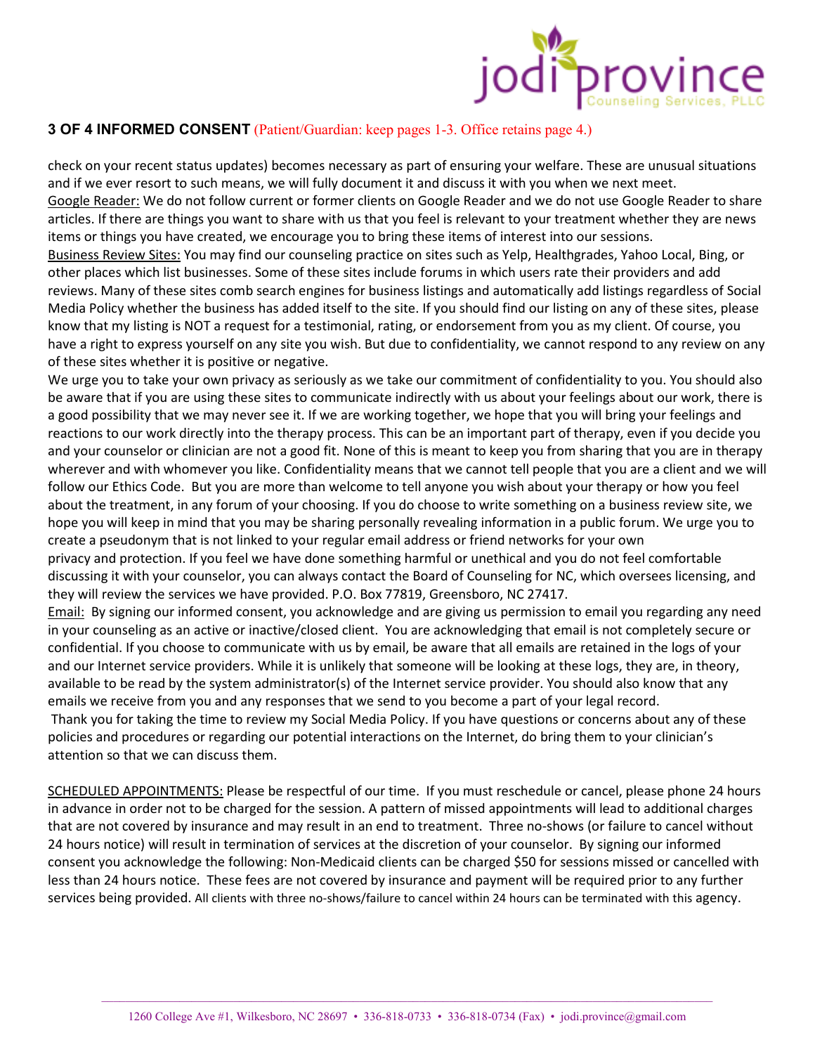## 3 OF 4 INFORMED CONSENT (Patient/Guardian: keep pages 1-3. Office retains page 4.)

check on your recent status updates) becomes necessary as part of ensuring your welfare. These are unusual situations and if we ever resort to such means, we will fully document it and discuss it with you when we next meet.

Google Reader: We do not follow current or former clients on Google Reader and we do not use Google Reader to share articles. If there are things you want to share with us that you feel is relevant to your treatment whether they are news items or things you have created, we encourage you to bring these items of interest into our sessions.

Business Review Sites: You may find our counseling practice on sites such as Yelp, Healthgrades, Yahoo Local, Bing, or other places which list businesses. Some of these sites include forums in which users rate their providers and add reviews. Many of these sites comb search engines for business listings and automatically add listings regardless of Social Media Policy whether the business has added itself to the site. If you should find our listing on any of these sites, please know that my listing is NOT a request for a testimonial, rating, or endorsement from you as my client. Of course, you have a right to express yourself on any site you wish. But due to confidentiality, we cannot respond to any review on any of these sites whether it is positive or negative.

We urge you to take your own privacy as seriously as we take our commitment of confidentiality to you. You should also be aware that if you are using these sites to communicate indirectly with us about your feelings about our work, there is a good possibility that we may never see it. If we are working together, we hope that you will bring your feelings and reactions to our work directly into the therapy process. This can be an important part of therapy, even if you decide you and your counselor or clinician are not a good fit. None of this is meant to keep you from sharing that you are in therapy wherever and with whomever you like. Confidentiality means that we cannot tell people that you are a client and we will follow our Ethics Code. But you are more than welcome to tell anyone you wish about your therapy or how you feel about the treatment, in any forum of your choosing. If you do choose to write something on a business review site, we hope you will keep in mind that you may be sharing personally revealing information in a public forum. We urge you to create a pseudonym that is not linked to your regular email address or friend networks for your own privacy and protection. If you feel we have done something harmful or unethical and you do not feel comfortable discussing it with your counselor, you can always contact the Board of Counseling for NC, which oversees licensing, and they will review the services we have provided. P.O. Box 77819, Greensboro, NC 27417.

Email: By signing our informed consent, you acknowledge and are giving us permission to email you regarding any need in your counseling as an active or inactive/closed client. You are acknowledging that email is not completely secure or confidential. If you choose to communicate with us by email, be aware that all emails are retained in the logs of your and our Internet service providers. While it is unlikely that someone will be looking at these logs, they are, in theory, available to be read by the system administrator(s) of the Internet service provider. You should also know that any emails we receive from you and any responses that we send to you become a part of your legal record.

Thank you for taking the time to review my Social Media Policy. If you have questions or concerns about any of these policies and procedures or regarding our potential interactions on the Internet, do bring them to your clinician's attention so that we can discuss them.

SCHEDULED APPOINTMENTS: Please be respectful of our time. If you must reschedule or cancel, please phone 24 hours in advance in order not to be charged for the session. A pattern of missed appointments will lead to additional charges that are not covered by insurance and may result in an end to treatment. Three no-shows (or failure to cancel without 24 hours notice) will result in termination of services at the discretion of your counselor. By signing our informed consent you acknowledge the following: Non-Medicaid clients can be charged $50 for sessions missed or cancelled with less than 24 hours notice. These fees are not covered by insurance and payment will be required prior to any further services being provided. All clients with three no-shows/failure to cancel within 24 hours can be terminated with this agency.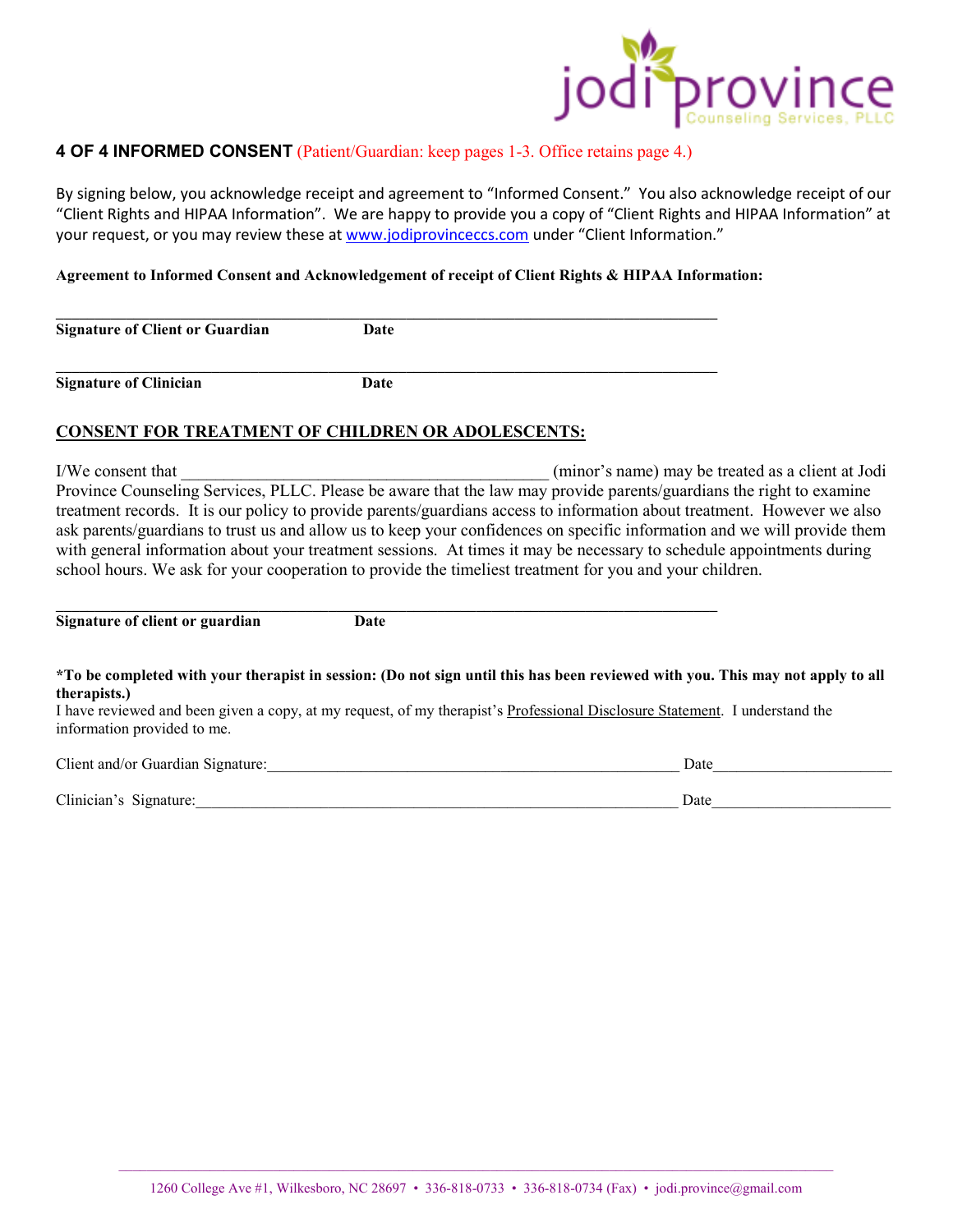## 4 OF 4 INFORMED CONSENT (Patient/Guardian: keep pages 1-3. Office retains page 4.)

By signing below, you acknowledge receipt and agreement to "Informed Consent." You also acknowledge receipt of our "Client Rights and HIPAA Information". We are happy to provide you a copy of "Client Rights and HIPAA Information" at your request, or you may review these at www.jodiprovinceccs.com under "Client Information."

**Agreement to Informed Consent and Acknowledgement of receipt of Client Rights & HIPAA Information:**

\_\_\_\_\_\_\_\_\_\_\_\_\_\_\_\_\_\_\_\_\_\_\_\_\_\_\_\_\_\_\_\_\_\_\_\_\_\_\_\_\_\_\_\_\_\_\_\_\_\_\_\_\_\_\_\_\_\_\_\_\_\_\_\_\_\_\_\_\_\_\_\_\_\_\_\_\_\_

**Signature of Client or Guardian Date**

\_\_\_\_\_\_\_\_\_\_\_\_\_\_\_\_\_\_\_\_\_\_\_\_\_\_\_\_\_\_\_\_\_\_\_\_\_\_\_\_\_\_\_\_\_\_\_\_\_\_\_\_\_\_\_\_\_\_\_\_\_\_\_\_\_\_\_\_\_\_\_\_\_\_\_\_\_\_

**Signature of Clinician Date**

## CONSENT FOR TREATMENT OF CHILDREN OR ADOLESCENTS:

I/We consent that \_\_\_\_\_\_\_\_\_\_\_\_\_\_\_\_\_\_\_\_\_\_\_\_\_\_\_\_\_\_\_\_\_\_\_\_\_\_\_\_\_\_\_\_ (minor's name) may be treated as a client at Jodi Province Counseling Services, PLLC. Please be aware that the law may provide parents/guardians the right to examine treatment records. It is our policy to provide parents/guardians access to information about treatment. However we also ask parents/guardians to trust us and allow us to keep your confidences on specific information and we will provide them with general information about your treatment sessions. At times it may be necessary to schedule appointments during school hours. We ask for your cooperation to provide the timeliest treatment for you and your children.

\_\_\_\_\_\_\_\_\_\_\_\_\_\_\_\_\_\_\_\_\_\_\_\_\_\_\_\_\_\_\_\_\_\_\_\_\_\_\_\_\_\_\_\_\_\_\_\_\_\_\_\_\_\_\_\_\_\_\_\_\_\_\_\_\_\_\_\_\_\_\_\_\_\_\_\_\_\_

**Signature of client or guardian Date**

**\*To be completed with your therapist in session: (Do not sign until this has been reviewed with you. This may not apply to all therapists.)**
I have reviewed and been given a copy, at my request, of my therapist's Professional Disclosure Statement. I understand the information provided to me.

Client and/or Guardian Signature:\_\_\_\_\_\_\_\_\_\_\_\_\_\_\_\_\_\_\_\_\_\_\_\_\_\_\_\_\_\_\_\_\_\_\_\_\_\_\_\_\_\_\_\_\_\_\_\_\_\_ Date\_\_\_\_\_\_\_\_\_\_\_\_\_\_\_\_\_\_\_\_\_\_

Clinician's Signature:\_\_\_\_\_\_\_\_\_\_\_\_\_\_\_\_\_\_\_\_\_\_\_\_\_\_\_\_\_\_\_\_\_\_\_\_\_\_\_\_\_\_\_\_\_\_\_\_\_\_\_\_\_\_\_\_\_\_\_\_ Date\_\_\_\_\_\_\_\_\_\_\_\_\_\_\_\_\_\_\_\_\_\_

1260 College Ave #1, Wilkesboro, NC 28697 • 336-818-0733 • 336-818-0734 (Fax) • jodi.province@gmail.com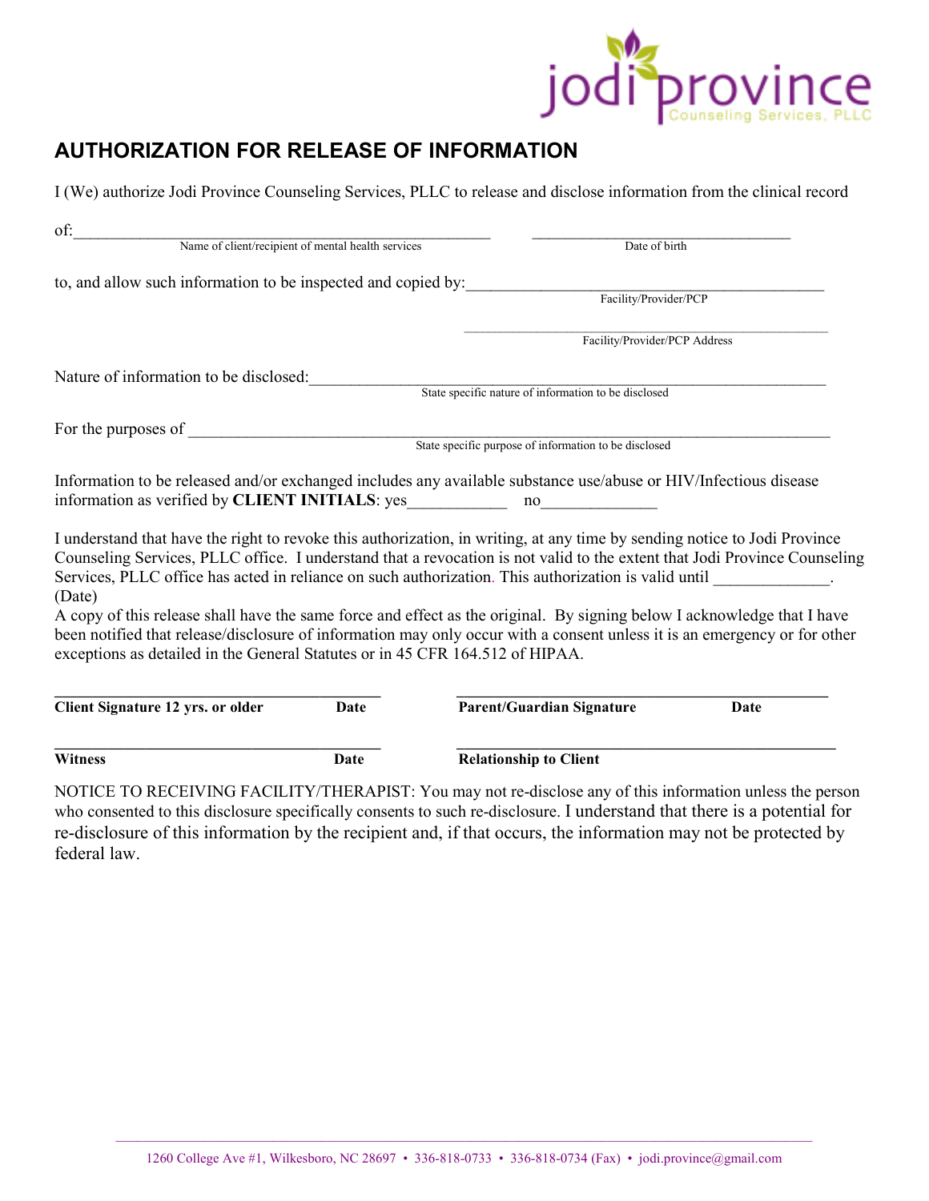# AUTHORIZATION FOR RELEASE OF INFORMATION

I (We) authorize Jodi Province Counseling Services, PLLC to release and disclose information from the clinical record

of:_______________________________________________ ______________________________
Name of client/recipient of mental health services Date of birth

to, and allow such information to be inspected and copied by:_________________________________________
Facility/Provider/PCP

_________________________________________
Facility/Provider/PCP Address

Nature of information to be disclosed:___________________________________________________________
State specific nature of information to be disclosed

For the purposes of _________________________________________________________________________
State specific purpose of information to be disclosed

Information to be released and/or exchanged includes any available substance use/abuse or HIV/Infectious disease information as verified by **CLIENT INITIALS**: yes___________ no_____________

I understand that have the right to revoke this authorization, in writing, at any time by sending notice to Jodi Province Counseling Services, PLLC office. I understand that a revocation is not valid to the extent that Jodi Province Counseling Services, PLLC office has acted in reliance on such authorization. This authorization is valid until _____________. (Date)

A copy of this release shall have the same force and effect as the original. By signing below I acknowledge that I have been notified that release/disclosure of information may only occur with a consent unless it is an emergency or for other exceptions as detailed in the General Statutes or in 45 CFR 164.512 of HIPAA.

_____________________________________ __________________________________________
**Client Signature 12 yrs. or older** **Date** **Parent/Guardian Signature** **Date**

_____________________________________ __________________________________________
**Witness** **Date** **Relationship to Client**

NOTICE TO RECEIVING FACILITY/THERAPIST: You may not re-disclose any of this information unless the person who consented to this disclosure specifically consents to such re-disclosure. I understand that there is a potential for re-disclosure of this information by the recipient and, if that occurs, the information may not be protected by federal law.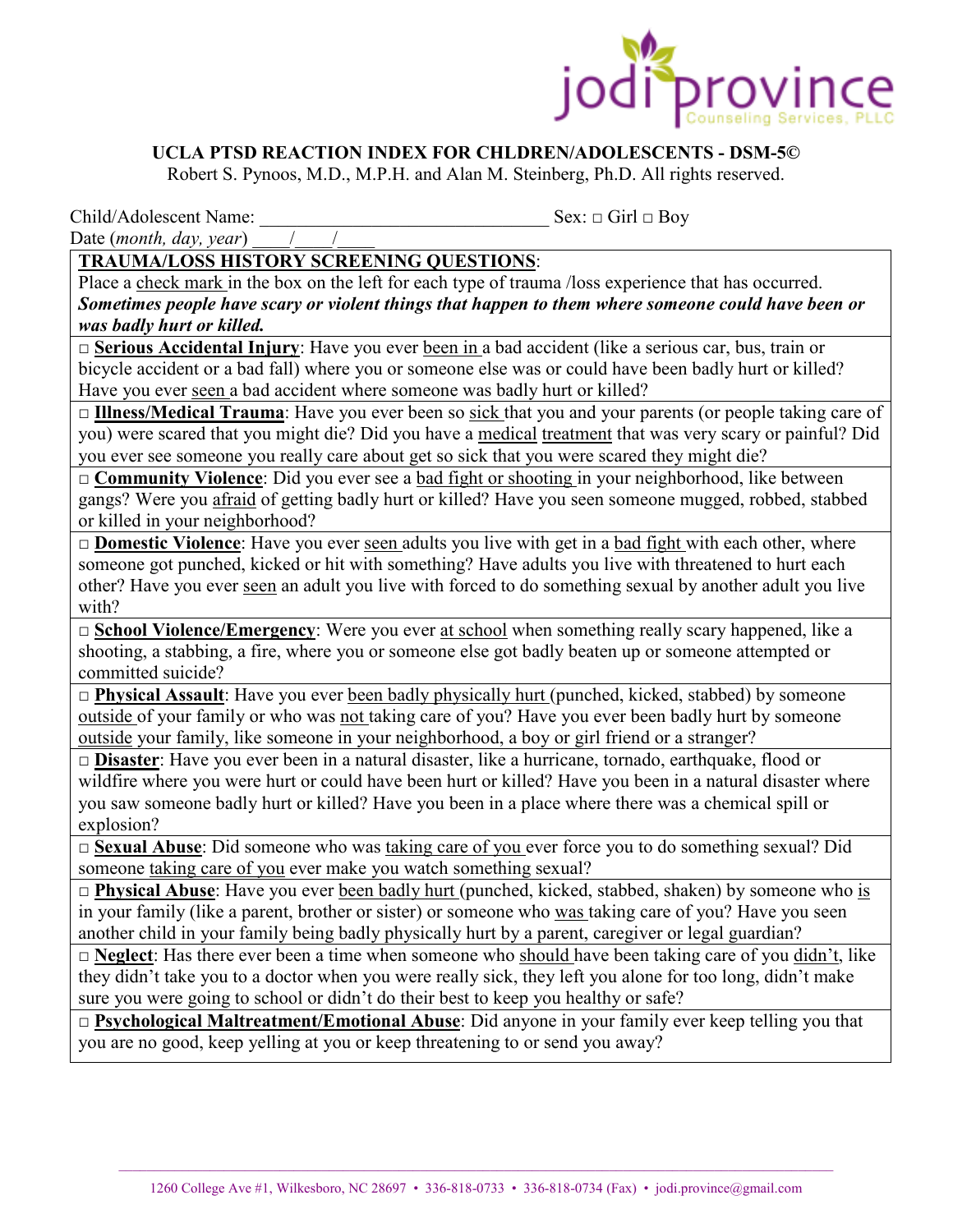**UCLA PTSD REACTION INDEX FOR CHLDREN/ADOLESCENTS - DSM-5©**

Robert S. Pynoos, M.D., M.P.H. and Alan M. Steinberg, Ph.D. All rights reserved.

Child/Adolescent Name: ______________________________ Sex: □ Girl □ Boy

Date (*month, day, year*) ____/____/____

**TRAUMA/LOSS HISTORY SCREENING QUESTIONS**:

Place a check mark in the box on the left for each type of trauma /loss experience that has occurred.

***Sometimes people have scary or violent things that happen to them where someone could have been or was badly hurt or killed.***

□ **Serious Accidental Injury**: Have you ever been in a bad accident (like a serious car, bus, train or bicycle accident or a bad fall) where you or someone else was or could have been badly hurt or killed? Have you ever seen a bad accident where someone was badly hurt or killed?

□ **Illness/Medical Trauma**: Have you ever been so sick that you and your parents (or people taking care of you) were scared that you might die? Did you have a medical treatment that was very scary or painful? Did you ever see someone you really care about get so sick that you were scared they might die?

□ **Community Violence**: Did you ever see a bad fight or shooting in your neighborhood, like between gangs? Were you afraid of getting badly hurt or killed? Have you seen someone mugged, robbed, stabbed or killed in your neighborhood?

□ **Domestic Violence**: Have you ever seen adults you live with get in a bad fight with each other, where someone got punched, kicked or hit with something? Have adults you live with threatened to hurt each other? Have you ever seen an adult you live with forced to do something sexual by another adult you live with?

□ **School Violence/Emergency**: Were you ever at school when something really scary happened, like a shooting, a stabbing, a fire, where you or someone else got badly beaten up or someone attempted or committed suicide?

□ **Physical Assault**: Have you ever been badly physically hurt (punched, kicked, stabbed) by someone outside of your family or who was not taking care of you? Have you ever been badly hurt by someone outside your family, like someone in your neighborhood, a boy or girl friend or a stranger?

□ **Disaster**: Have you ever been in a natural disaster, like a hurricane, tornado, earthquake, flood or wildfire where you were hurt or could have been hurt or killed? Have you been in a natural disaster where you saw someone badly hurt or killed? Have you been in a place where there was a chemical spill or explosion?

□ **Sexual Abuse**: Did someone who was taking care of you ever force you to do something sexual? Did someone taking care of you ever make you watch something sexual?

□ **Physical Abuse**: Have you ever been badly hurt (punched, kicked, stabbed, shaken) by someone who is in your family (like a parent, brother or sister) or someone who was taking care of you? Have you seen another child in your family being badly physically hurt by a parent, caregiver or legal guardian?

□ **Neglect**: Has there ever been a time when someone who should have been taking care of you didn't, like they didn't take you to a doctor when you were really sick, they left you alone for too long, didn't make sure you were going to school or didn't do their best to keep you healthy or safe?

□ **Psychological Maltreatment/Emotional Abuse**: Did anyone in your family ever keep telling you that you are no good, keep yelling at you or keep threatening to or send you away?